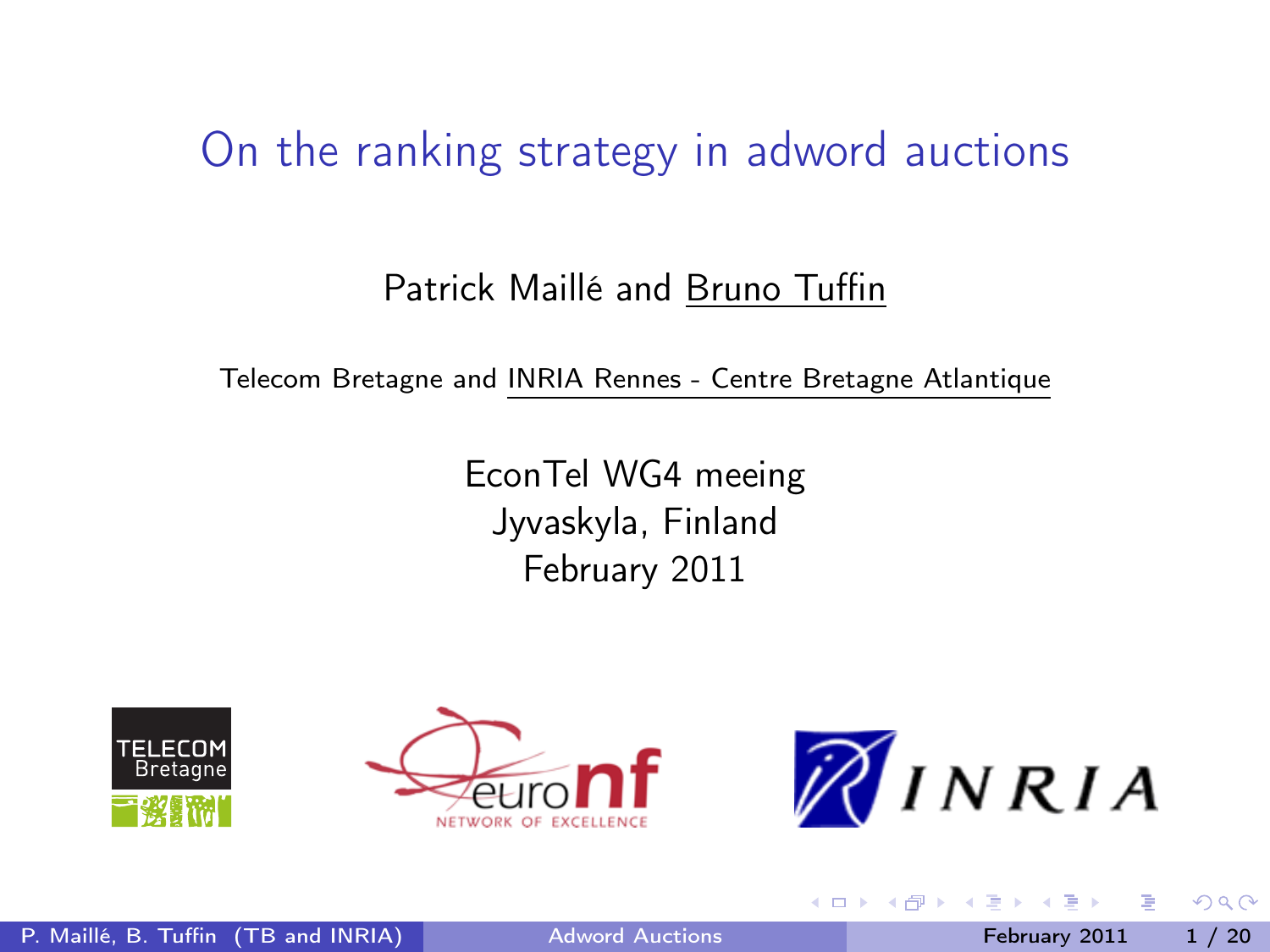# On the ranking strategy in adword auctions

Patrick Maillé and Bruno Tuffin

Telecom Bretagne and INRIA Rennes - Centre Bretagne Atlantique

EconTel WG4 meeing
Jyvaskyla, Finland
February 2011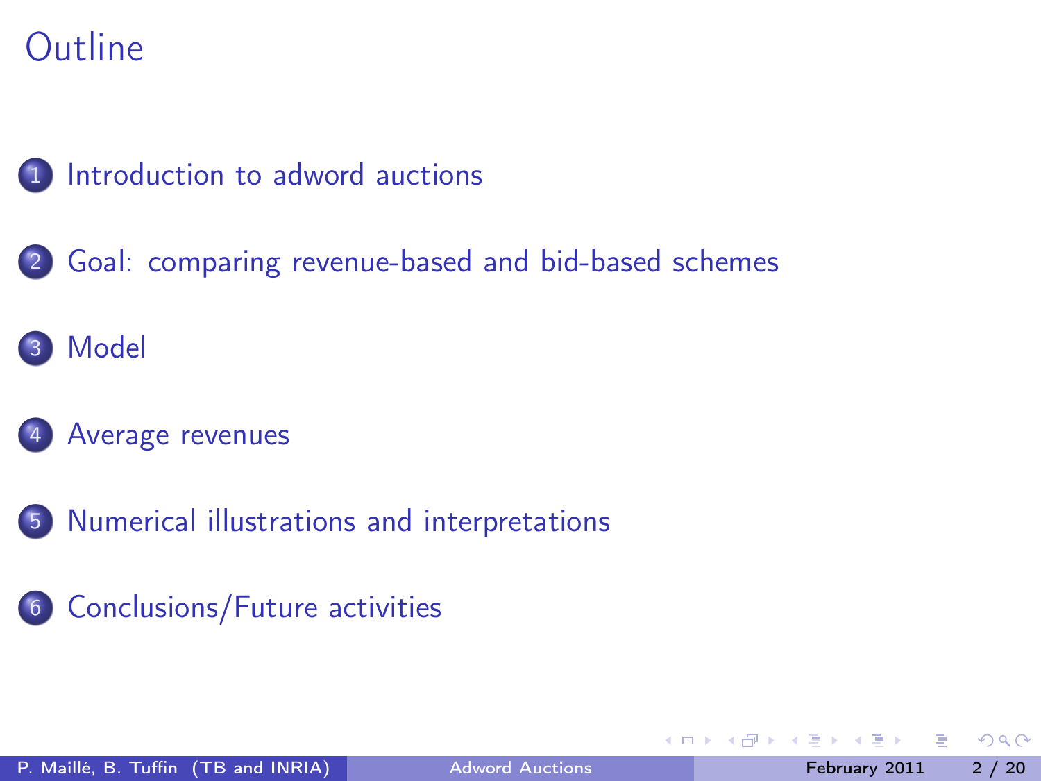# Outline

1. Introduction to adword auctions
2. Goal: comparing revenue-based and bid-based schemes
3. Model
4. Average revenues
5. Numerical illustrations and interpretations
6. Conclusions/Future activities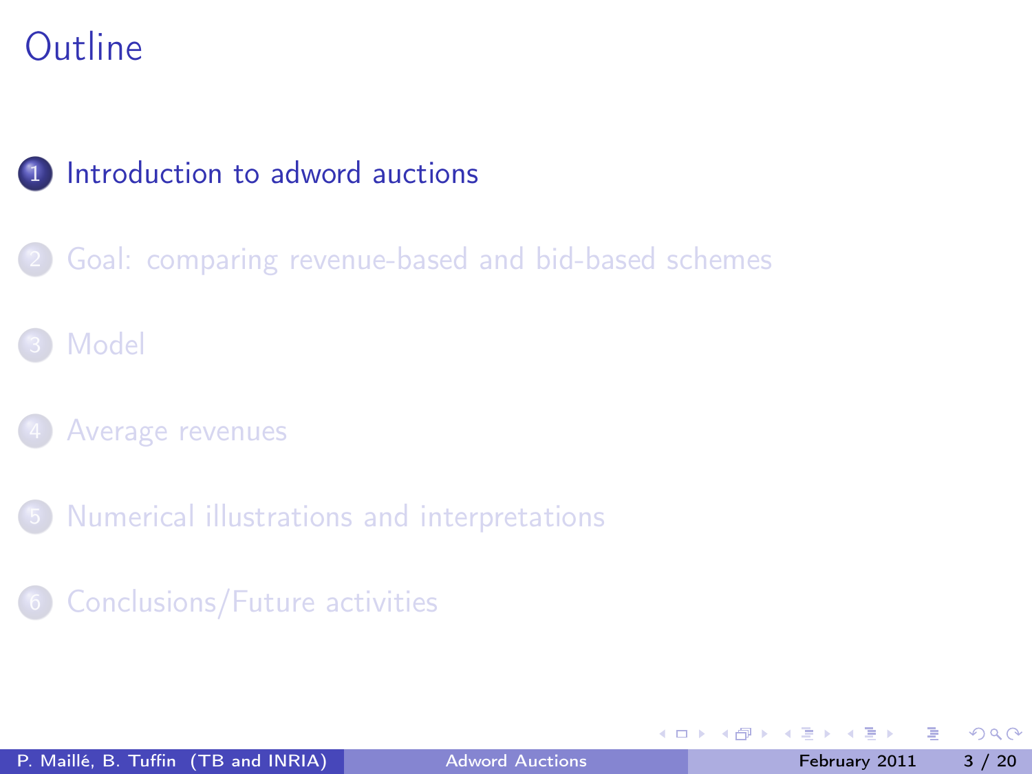# Outline

1. Introduction to adword auctions
2. Goal: comparing revenue-based and bid-based schemes
3. Model
4. Average revenues
5. Numerical illustrations and interpretations
6. Conclusions/Future activities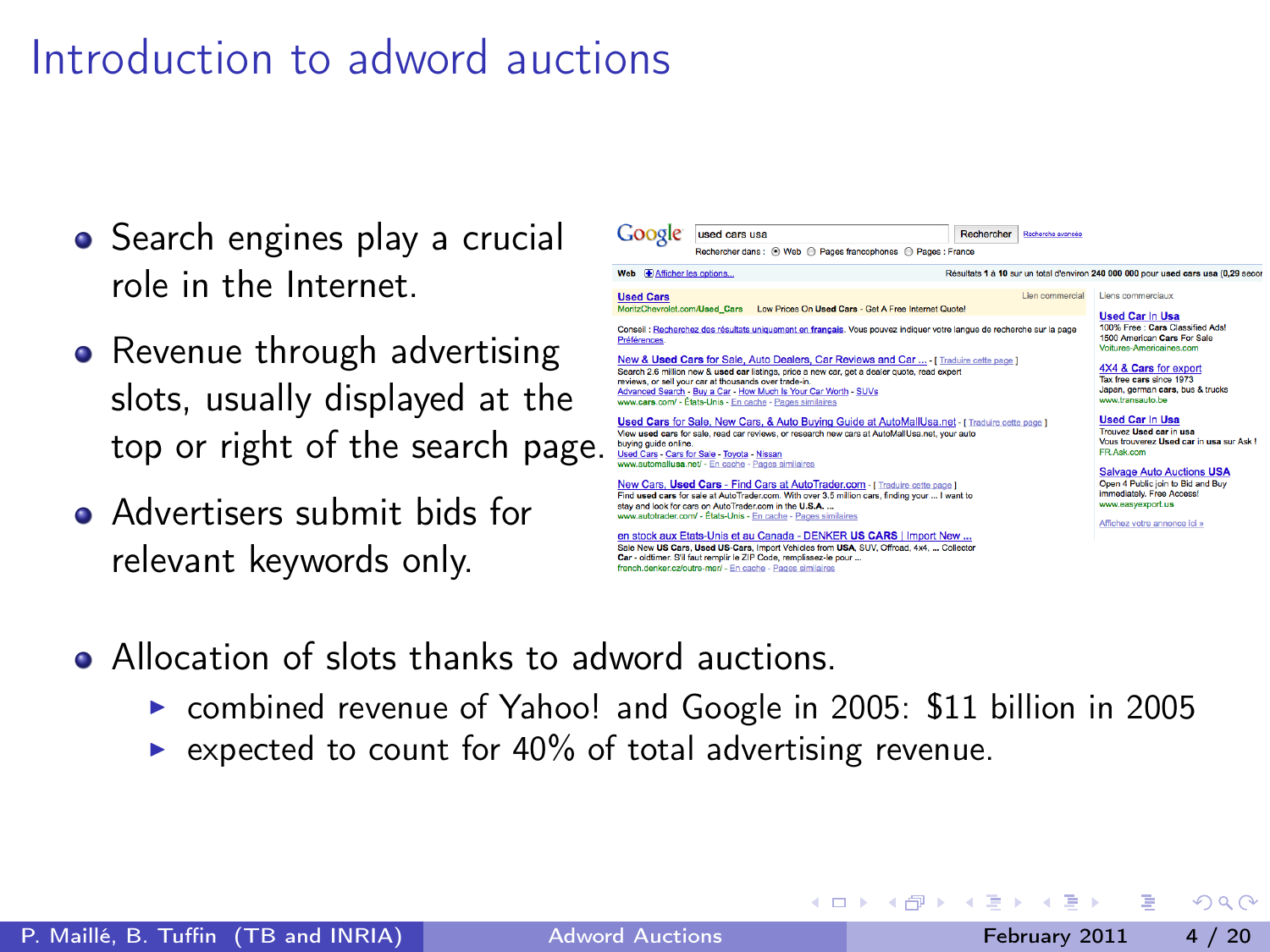# Introduction to adword auctions

- Search engines play a crucial role in the Internet.
- Revenue through advertising slots, usually displayed at the top or right of the search page.
- Advertisers submit bids for relevant keywords only.
- Allocation of slots thanks to adword auctions.
  - combined revenue of Yahoo! and Google in 2005: $11 billion in 2005
  - expected to count for 40% of total advertising revenue.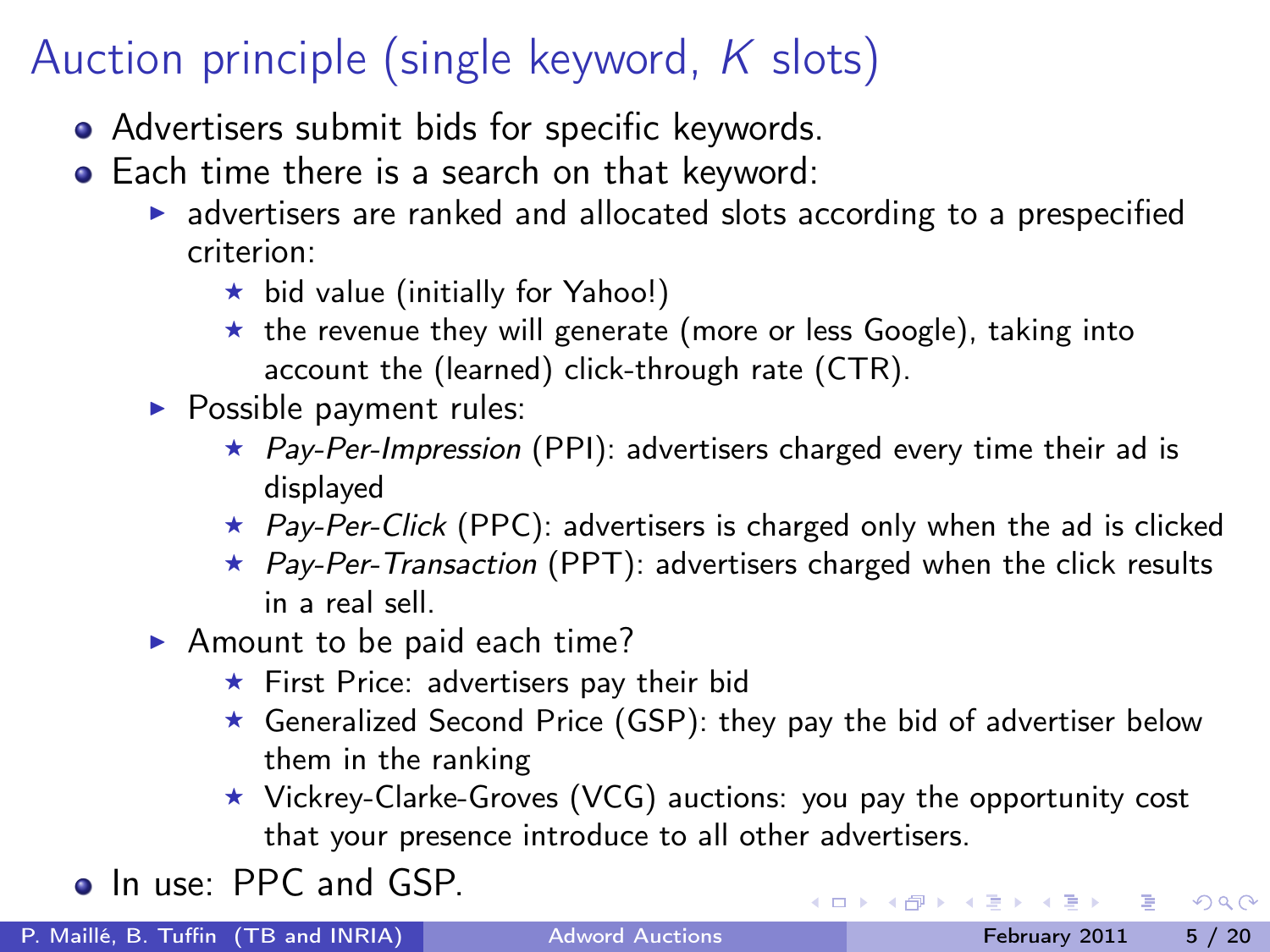# Auction principle (single keyword, $K$ slots)

- Advertisers submit bids for specific keywords.
- Each time there is a search on that keyword:
  - advertisers are ranked and allocated slots according to a prespecified criterion:
    - bid value (initially for Yahoo!)
    - the revenue they will generate (more or less Google), taking into account the (learned) click-through rate (CTR).
  - Possible payment rules:
    - *Pay-Per-Impression* (PPI): advertisers charged every time their ad is displayed
    - *Pay-Per-Click* (PPC): advertisers is charged only when the ad is clicked
    - *Pay-Per-Transaction* (PPT): advertisers charged when the click results in a real sell.
  - Amount to be paid each time?
    - First Price: advertisers pay their bid
    - Generalized Second Price (GSP): they pay the bid of advertiser below them in the ranking
    - Vickrey-Clarke-Groves (VCG) auctions: you pay the opportunity cost that your presence introduce to all other advertisers.
- In use: PPC and GSP.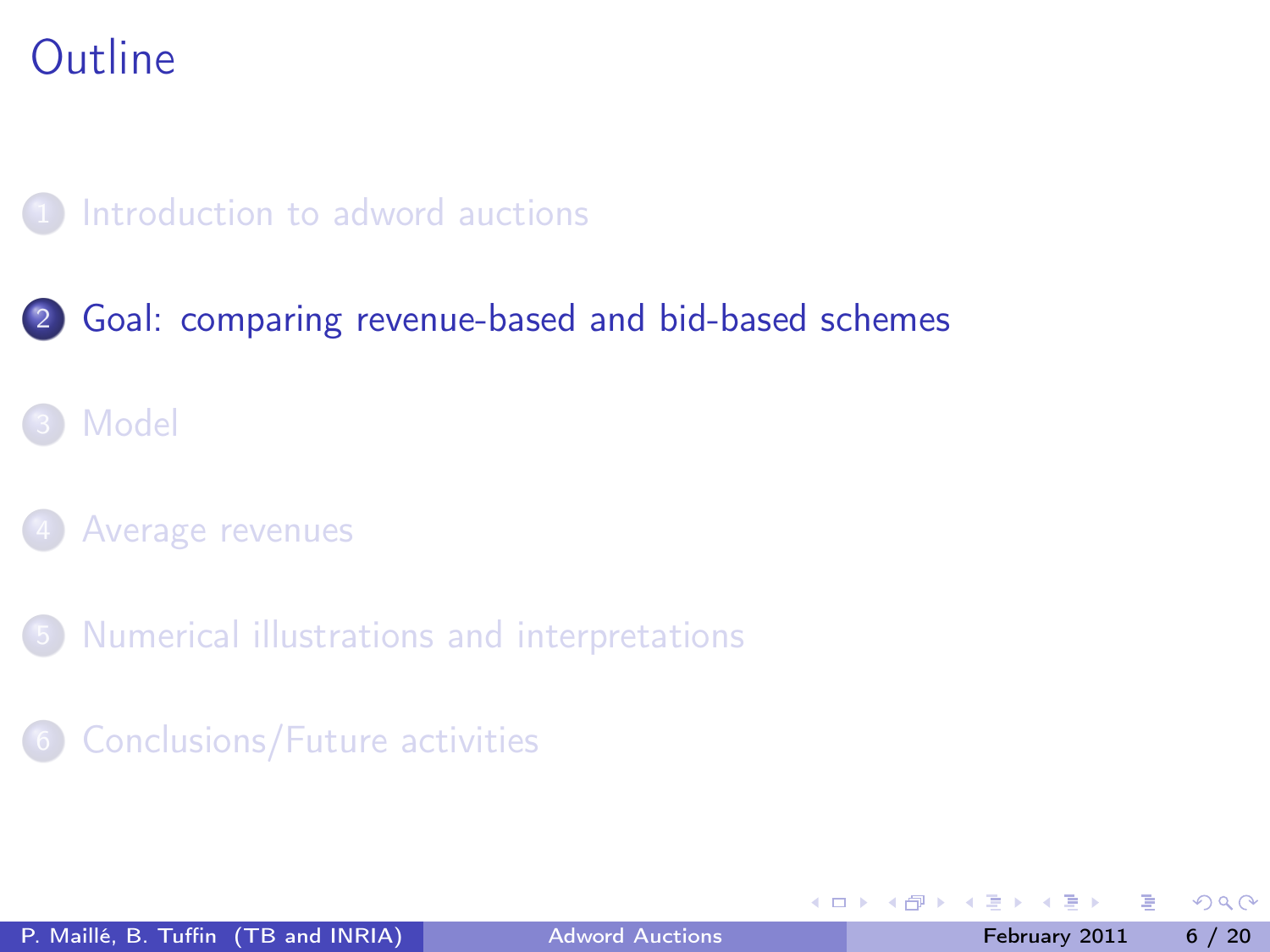# Outline

1. Introduction to adword auctions
2. Goal: comparing revenue-based and bid-based schemes
3. Model
4. Average revenues
5. Numerical illustrations and interpretations
6. Conclusions/Future activities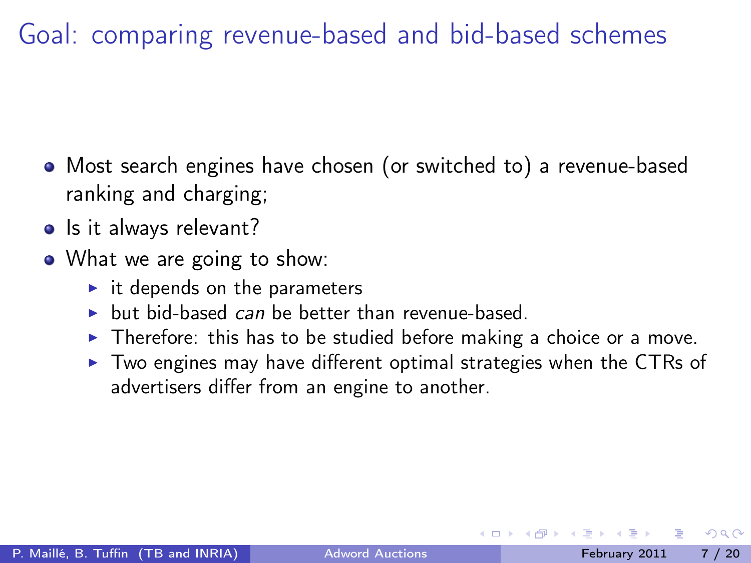# Goal: comparing revenue-based and bid-based schemes

- Most search engines have chosen (or switched to) a revenue-based ranking and charging;
- Is it always relevant?
- What we are going to show:
  - it depends on the parameters
  - but bid-based *can* be better than revenue-based.
  - Therefore: this has to be studied before making a choice or a move.
  - Two engines may have different optimal strategies when the CTRs of advertisers differ from an engine to another.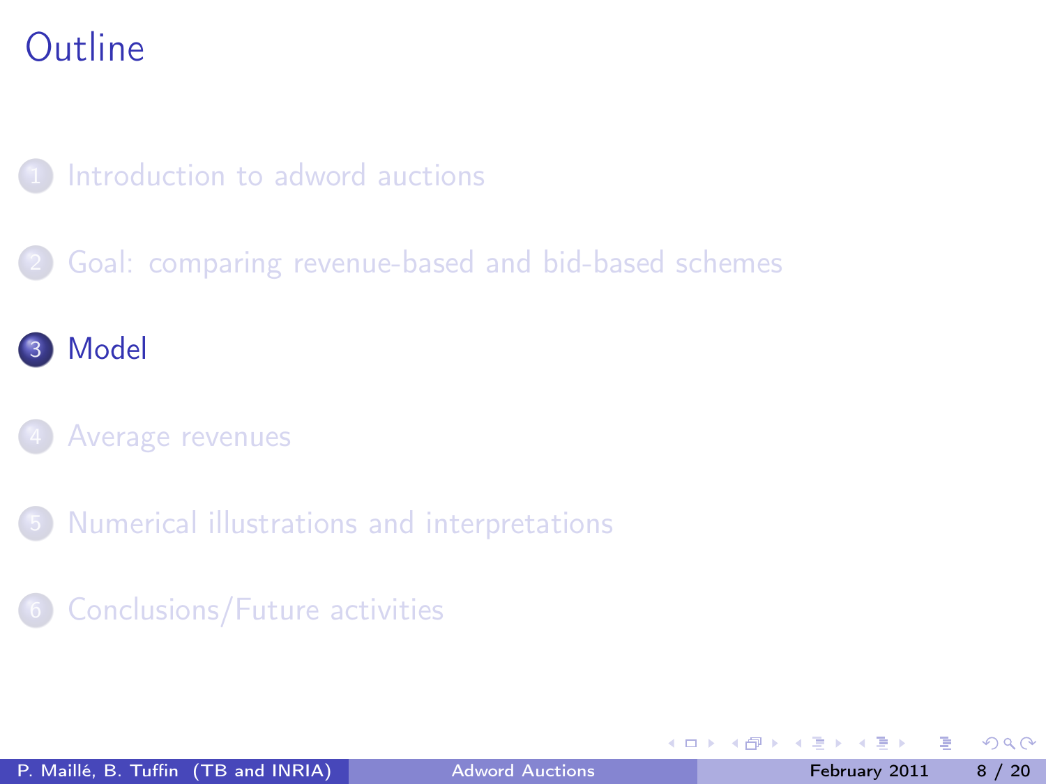# Outline

1. Introduction to adword auctions
2. Goal: comparing revenue-based and bid-based schemes
3. Model
4. Average revenues
5. Numerical illustrations and interpretations
6. Conclusions/Future activities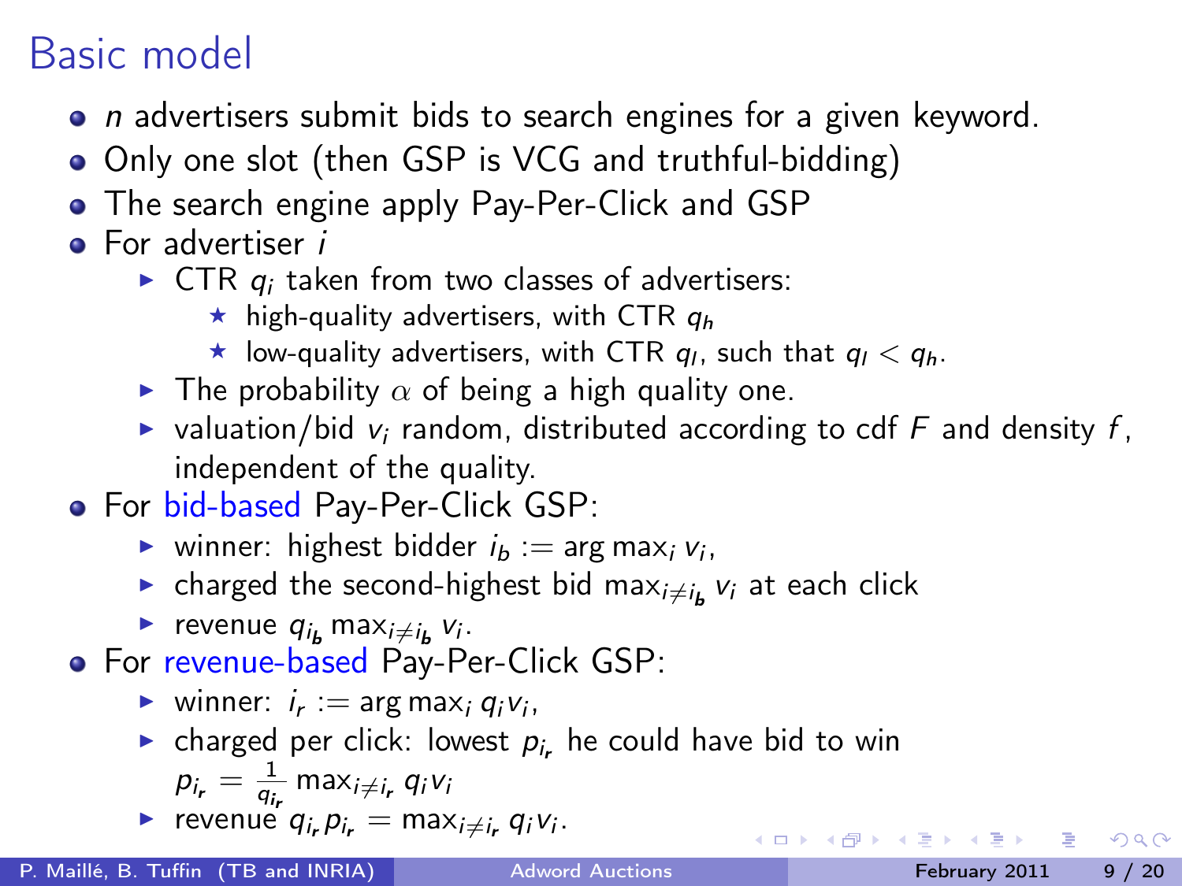# Basic model

- $n$ advertisers submit bids to search engines for a given keyword.
- Only one slot (then GSP is VCG and truthful-bidding)
- The search engine apply Pay-Per-Click and GSP
- For advertiser $i$
  - CTR $q_i$ taken from two classes of advertisers:
    - high-quality advertisers, with CTR $q_h$
    - low-quality advertisers, with CTR $q_l$, such that $q_l < q_h$.
  - The probability $\alpha$ of being a high quality one.
  - valuation/bid $v_i$ random, distributed according to cdf $F$ and density $f$, independent of the quality.
- For bid-based Pay-Per-Click GSP:
  - winner: highest bidder $i_b := \arg\max_i v_i$,
  - charged the second-highest bid $\max_{i \neq i_b} v_i$ at each click
  - revenue $q_{i_b} \max_{i \neq i_b} v_i$.
- For revenue-based Pay-Per-Click GSP:
  - winner: $i_r := \arg\max_i q_i v_i$,
  - charged per click: lowest $p_{i_r}$ he could have bid to win $p_{i_r} = \frac{1}{q_{i_r}} \max_{i \neq i_r} q_i v_i$
  - revenue $q_{i_r} p_{i_r} = \max_{i \neq i_r} q_i v_i$.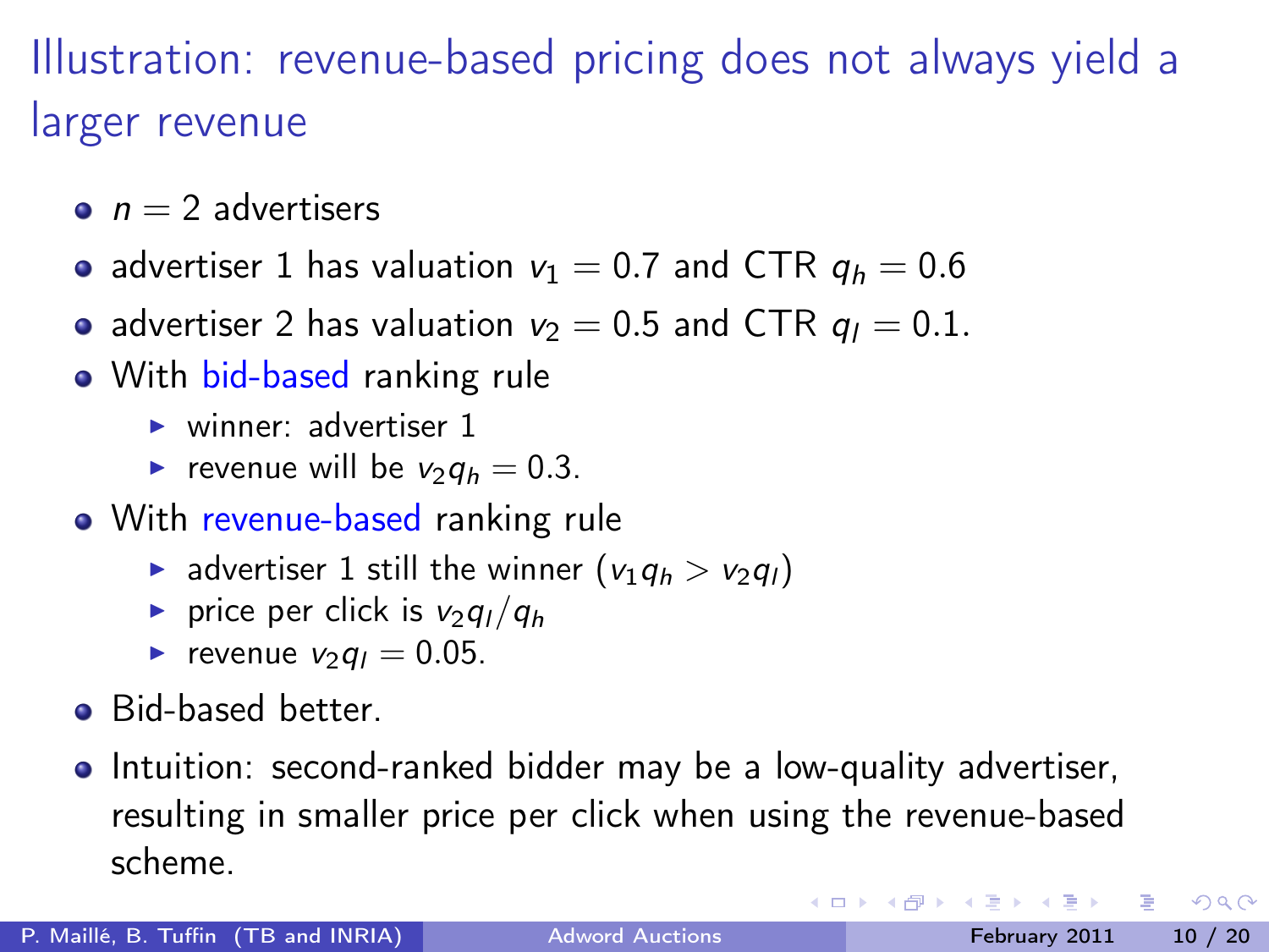# Illustration: revenue-based pricing does not always yield a larger revenue

- $n = 2$ advertisers
- advertiser 1 has valuation $v_1 = 0.7$ and CTR $q_h = 0.6$
- advertiser 2 has valuation $v_2 = 0.5$ and CTR $q_l = 0.1$.
- With bid-based ranking rule
  - winner: advertiser 1
  - revenue will be $v_2 q_h = 0.3$.
- With revenue-based ranking rule
  - advertiser 1 still the winner ($v_1 q_h > v_2 q_l$)
  - price per click is $v_2 q_l / q_h$
  - revenue $v_2 q_l = 0.05$.
- Bid-based better.
- Intuition: second-ranked bidder may be a low-quality advertiser, resulting in smaller price per click when using the revenue-based scheme.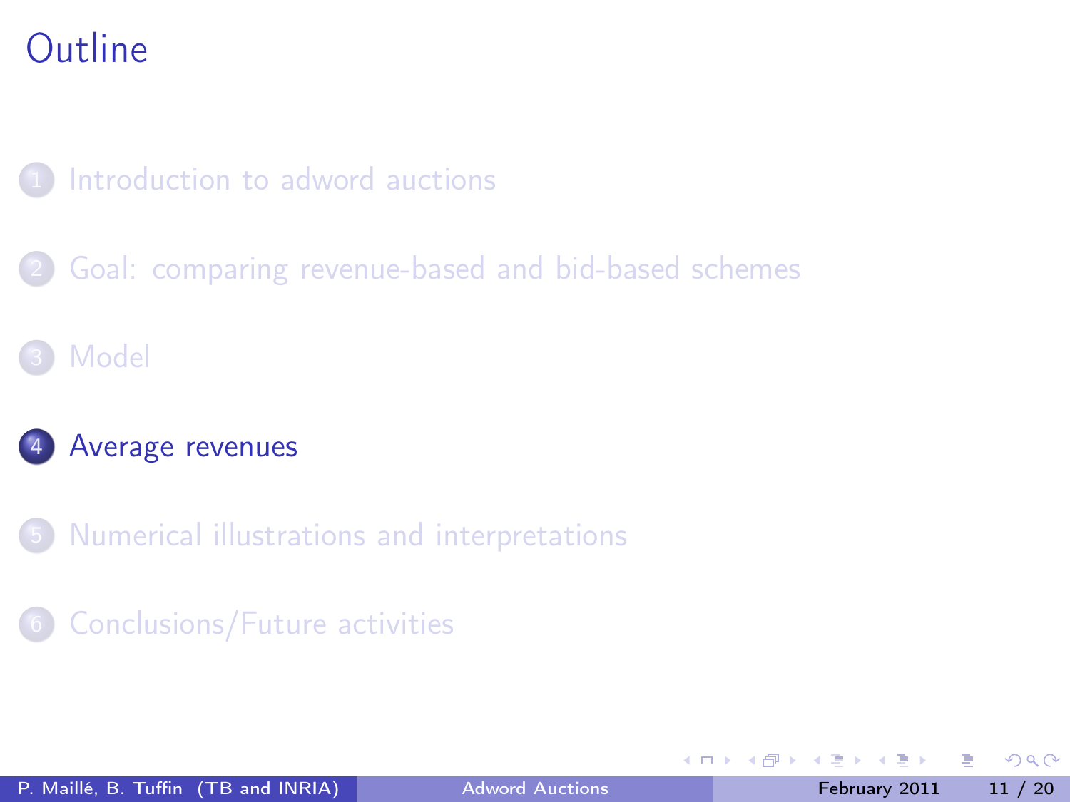# Outline

1. Introduction to adword auctions
2. Goal: comparing revenue-based and bid-based schemes
3. Model
4. **Average revenues**
5. Numerical illustrations and interpretations
6. Conclusions/Future activities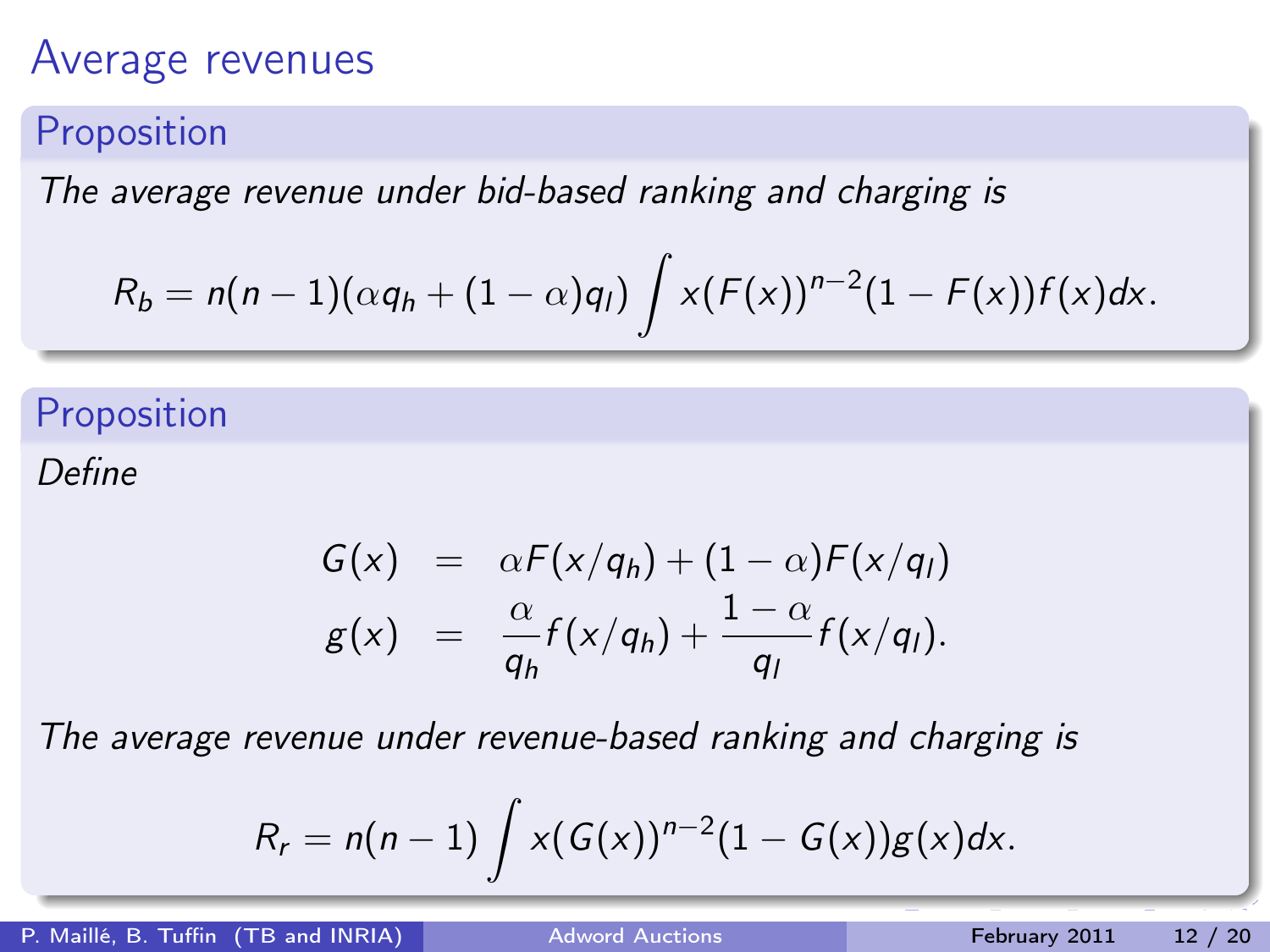# Average revenues

**Proposition**

*The average revenue under bid-based ranking and charging is*

$$R_b = n(n-1)(\alpha q_h + (1-\alpha)q_l) \int x(F(x))^{n-2}(1-F(x))f(x)dx.$$

**Proposition**

*Define*

$$\begin{aligned} G(x) &= \alpha F(x/q_h) + (1-\alpha)F(x/q_l) \\ g(x) &= \frac{\alpha}{q_h} f(x/q_h) + \frac{1-\alpha}{q_l} f(x/q_l). \end{aligned}$$

*The average revenue under revenue-based ranking and charging is*

$$R_r = n(n-1) \int x(G(x))^{n-2}(1-G(x))g(x)dx.$$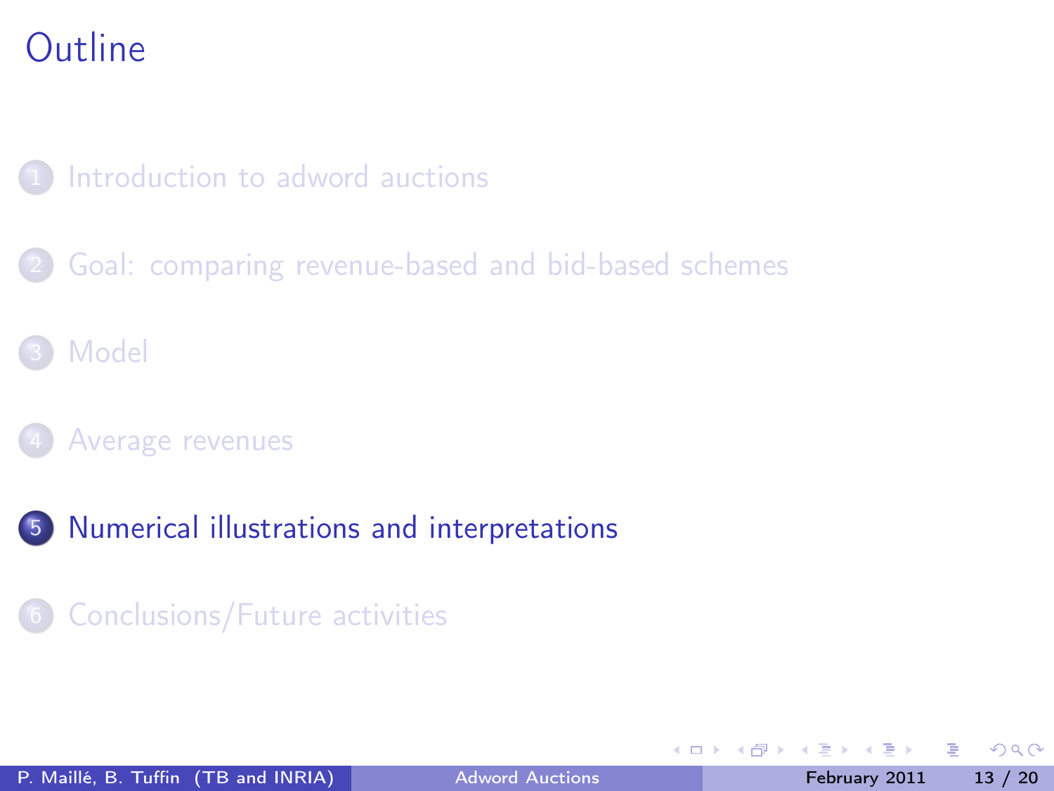# Outline

1. Introduction to adword auctions
2. Goal: comparing revenue-based and bid-based schemes
3. Model
4. Average revenues
5. **Numerical illustrations and interpretations**
6. Conclusions/Future activities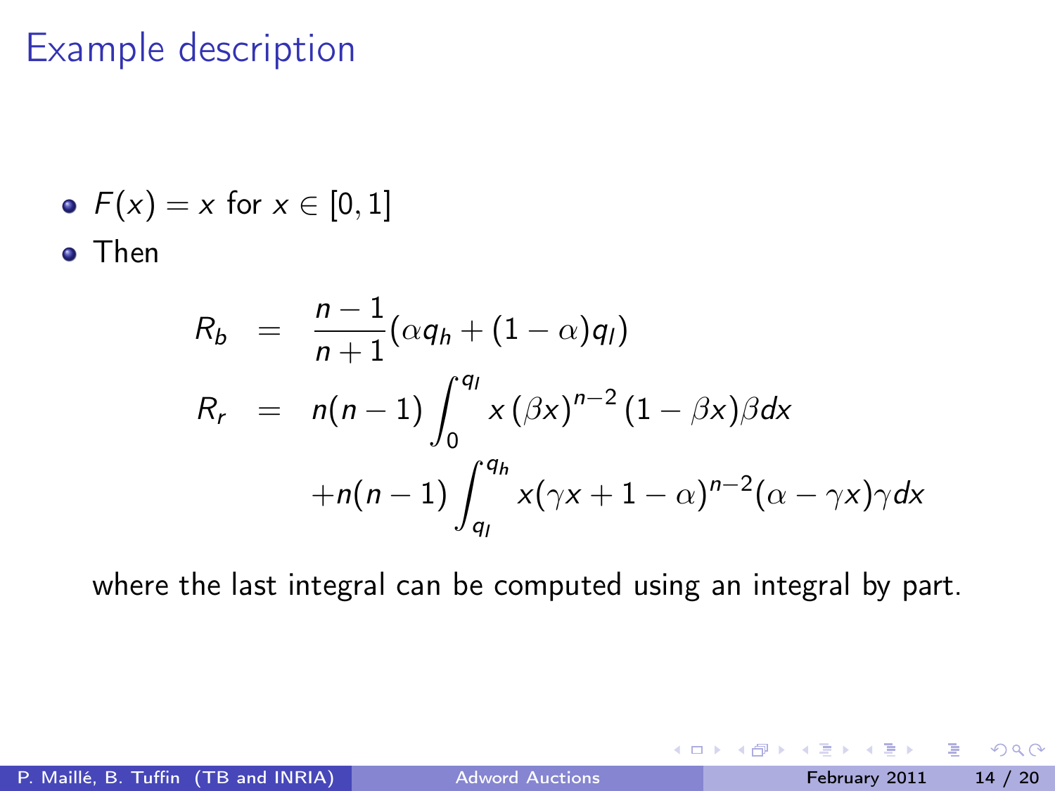# Example description

- $F(x) = x$ for $x \in [0, 1]$
- Then

$$
\begin{aligned}
R_b &= \frac{n-1}{n+1}(\alpha q_h + (1-\alpha)q_l) \\
R_r &= n(n-1)\int_0^{q_l} x\,(\beta x)^{n-2}\,(1-\beta x)\beta dx \\
&\quad + n(n-1)\int_{q_l}^{q_h} x(\gamma x + 1 - \alpha)^{n-2}(\alpha - \gamma x)\gamma dx
\end{aligned}
$$

where the last integral can be computed using an integral by part.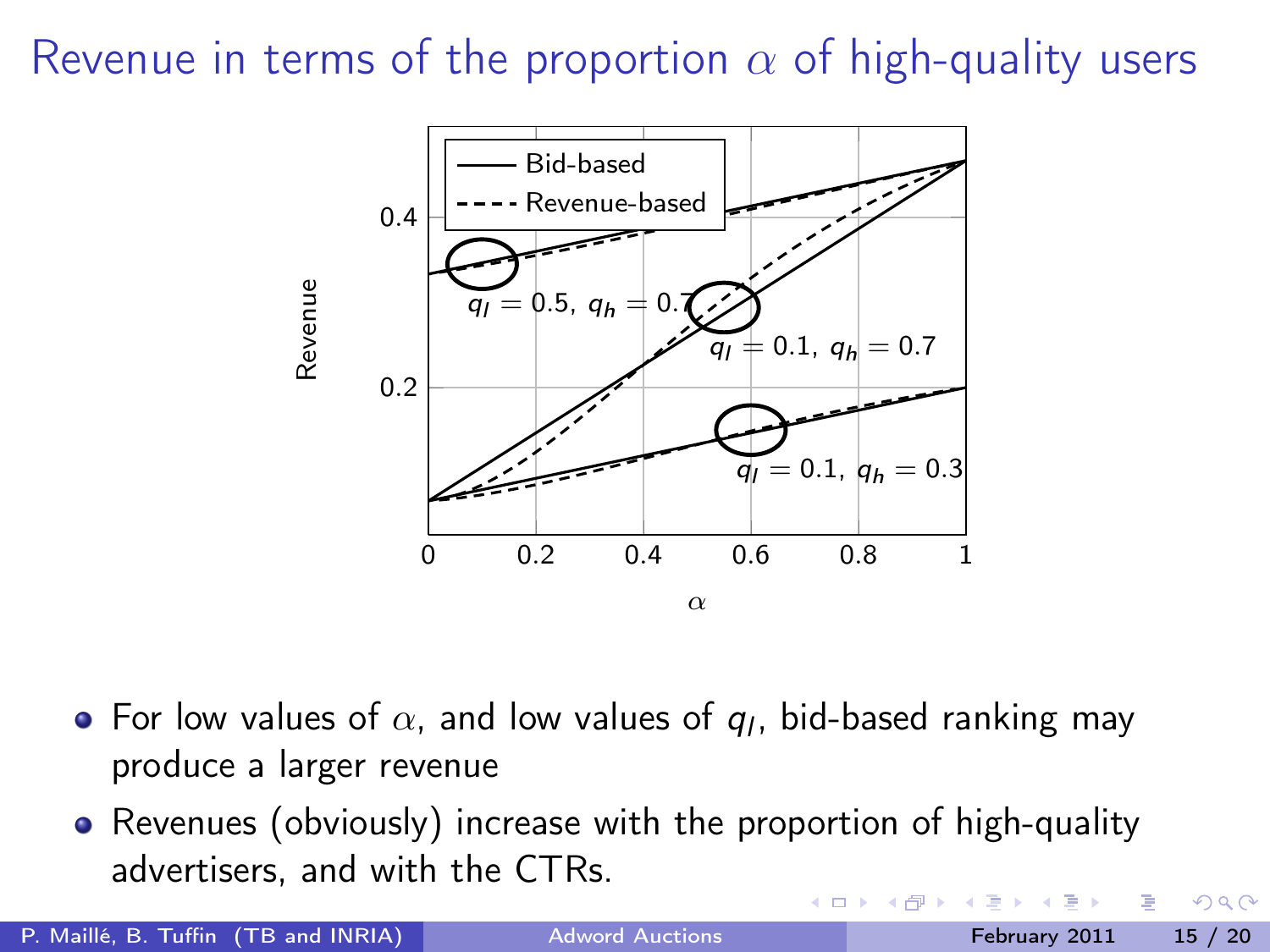# Revenue in terms of the proportion $\alpha$ of high-quality users

- For low values of $\alpha$, and low values of $q_l$, bid-based ranking may produce a larger revenue
- Revenues (obviously) increase with the proportion of high-quality advertisers, and with the CTRs.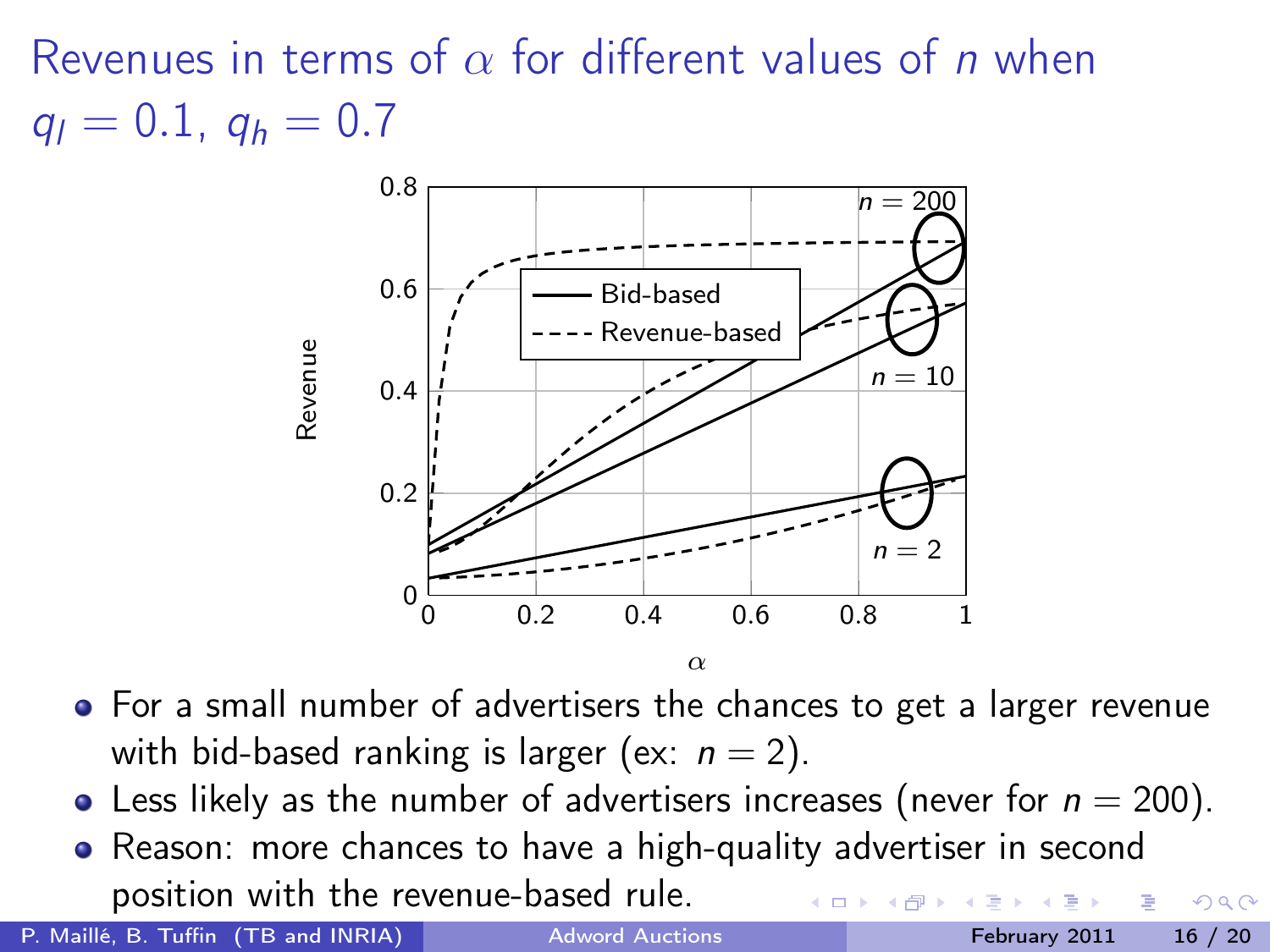# Revenues in terms of $\alpha$ for different values of $n$ when $q_l = 0.1$, $q_h = 0.7$

- For a small number of advertisers the chances to get a larger revenue with bid-based ranking is larger (ex: $n = 2$).
- Less likely as the number of advertisers increases (never for $n = 200$).
- Reason: more chances to have a high-quality advertiser in second position with the revenue-based rule.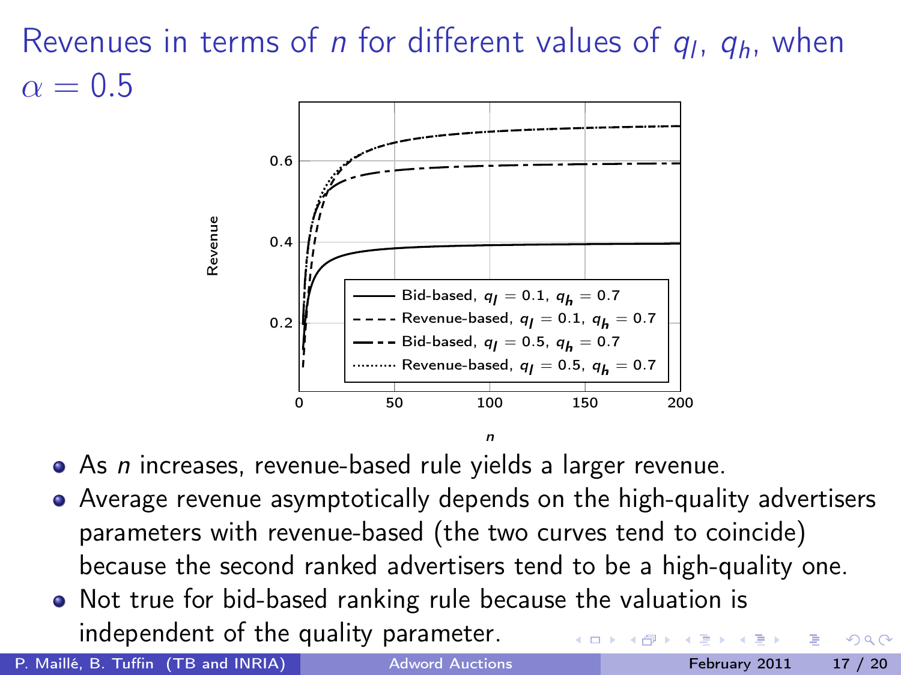# Revenues in terms of $n$ for different values of $q_l$, $q_h$, when $\alpha = 0.5$

- As $n$ increases, revenue-based rule yields a larger revenue.
- Average revenue asymptotically depends on the high-quality advertisers parameters with revenue-based (the two curves tend to coincide) because the second ranked advertisers tend to be a high-quality one.
- Not true for bid-based ranking rule because the valuation is independent of the quality parameter.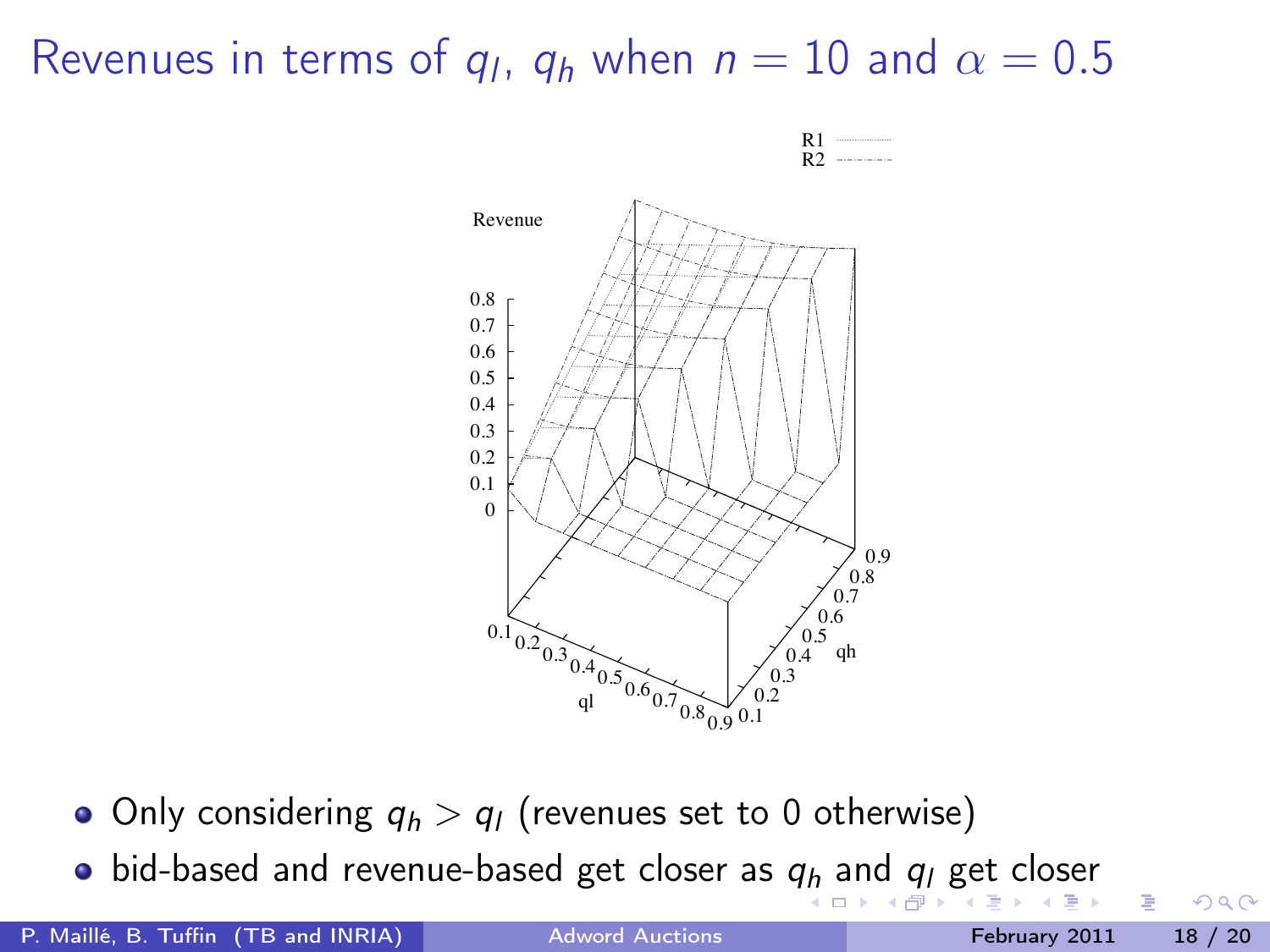# Revenues in terms of $q_l$, $q_h$ when $n = 10$ and $\alpha = 0.5$

- Only considering $q_h > q_l$ (revenues set to 0 otherwise)
- bid-based and revenue-based get closer as $q_h$ and $q_l$ get closer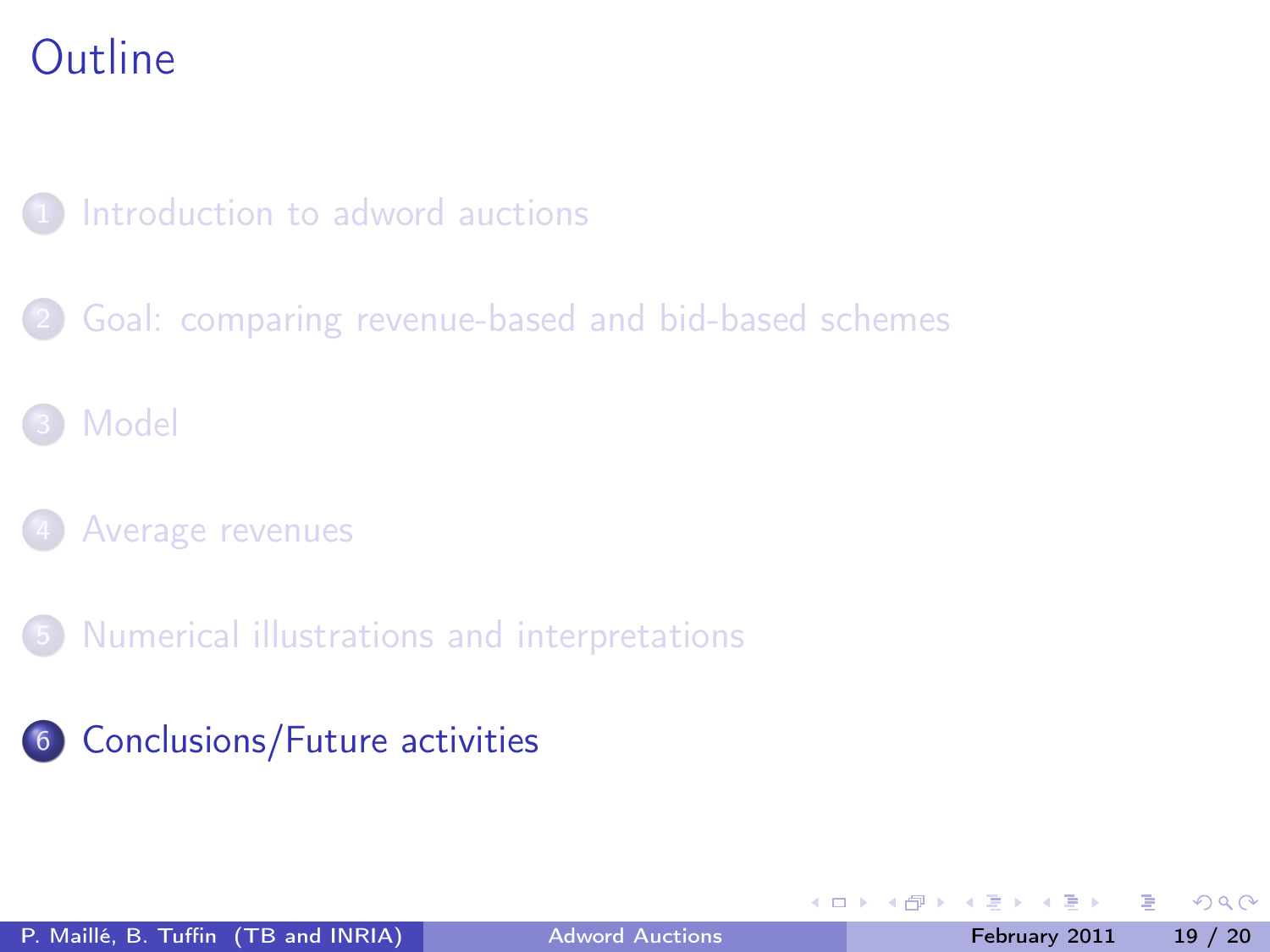# Outline

1. Introduction to adword auctions
2. Goal: comparing revenue-based and bid-based schemes
3. Model
4. Average revenues
5. Numerical illustrations and interpretations
6. **Conclusions/Future activities**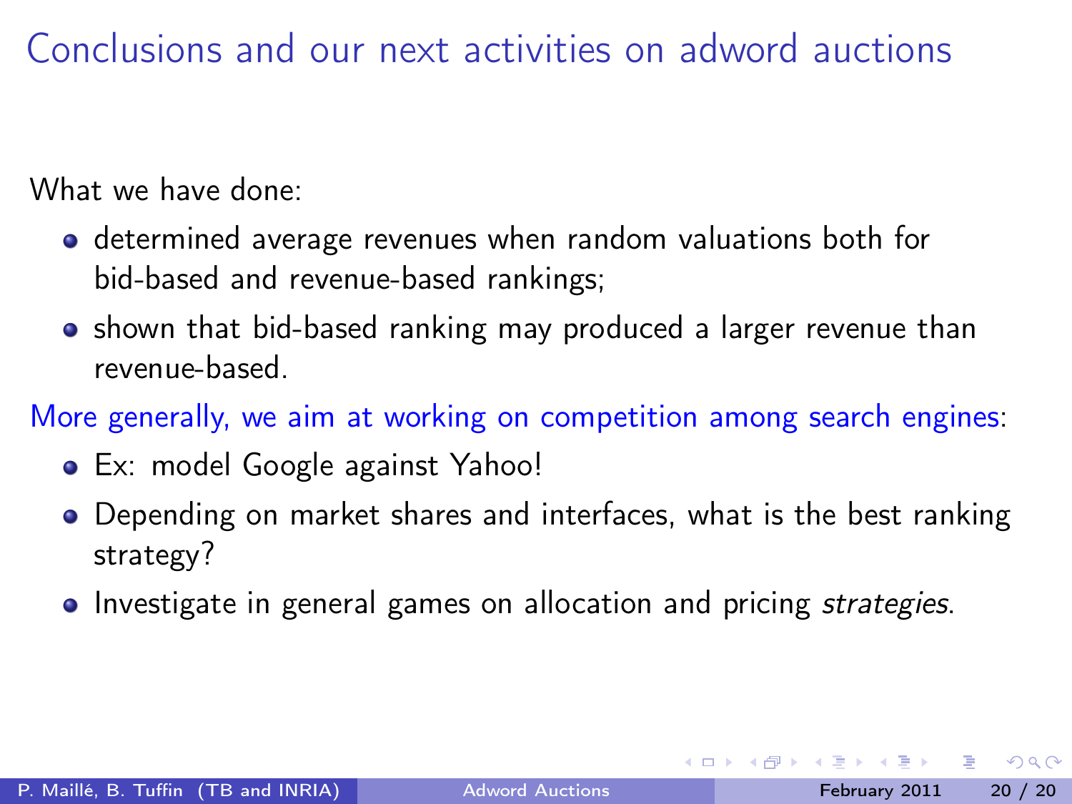# Conclusions and our next activities on adword auctions

What we have done:

- determined average revenues when random valuations both for bid-based and revenue-based rankings;
- shown that bid-based ranking may produced a larger revenue than revenue-based.

More generally, we aim at working on competition among search engines:

- Ex: model Google against Yahoo!
- Depending on market shares and interfaces, what is the best ranking strategy?
- Investigate in general games on allocation and pricing *strategies*.